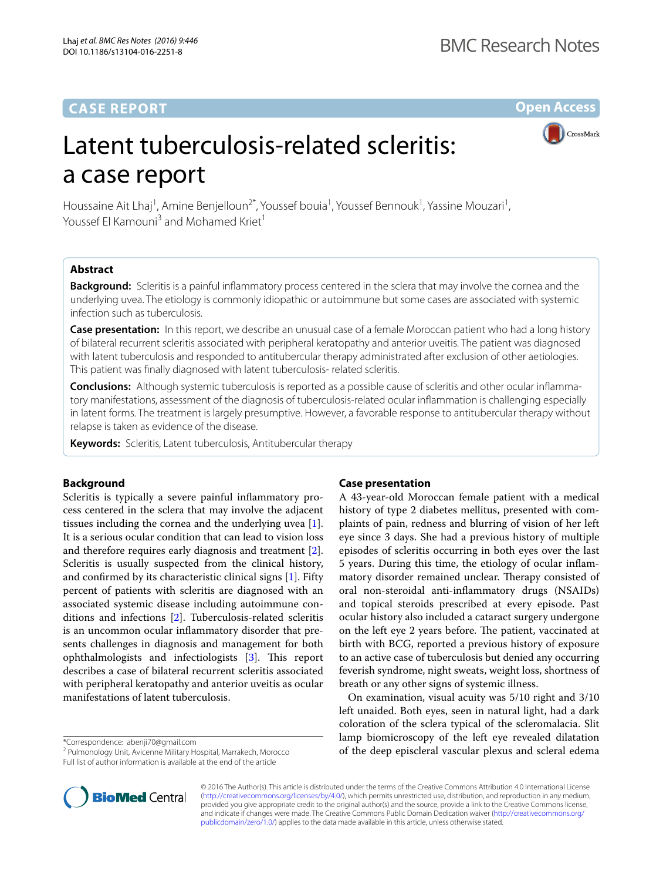CASE REPORT

Open Access

# Latent tuberculosis-related scleritis: a case report

Houssaine Ait Lhaj[1], Amine Benjelloun[2*], Youssef bouia[1], Youssef Bennouk[1], Yassine Mouzari[1], Youssef El Kamouni[3] and Mohamed Kriet[1]

## Abstract

**Background:** Scleritis is a painful inflammatory process centered in the sclera that may involve the cornea and the underlying uvea. The etiology is commonly idiopathic or autoimmune but some cases are associated with systemic infection such as tuberculosis.

**Case presentation:** In this report, we describe an unusual case of a female Moroccan patient who had a long history of bilateral recurrent scleritis associated with peripheral keratopathy and anterior uveitis. The patient was diagnosed with latent tuberculosis and responded to antitubercular therapy administrated after exclusion of other aetiologies. This patient was finally diagnosed with latent tuberculosis- related scleritis.

**Conclusions:** Although systemic tuberculosis is reported as a possible cause of scleritis and other ocular inflammatory manifestations, assessment of the diagnosis of tuberculosis-related ocular inflammation is challenging especially in latent forms. The treatment is largely presumptive. However, a favorable response to antitubercular therapy without relapse is taken as evidence of the disease.

**Keywords:** Scleritis, Latent tuberculosis, Antitubercular therapy

## Background

Scleritis is typically a severe painful inflammatory process centered in the sclera that may involve the adjacent tissues including the cornea and the underlying uvea [1]. It is a serious ocular condition that can lead to vision loss and therefore requires early diagnosis and treatment [2]. Scleritis is usually suspected from the clinical history, and confirmed by its characteristic clinical signs [1]. Fifty percent of patients with scleritis are diagnosed with an associated systemic disease including autoimmune conditions and infections [2]. Tuberculosis-related scleritis is an uncommon ocular inflammatory disorder that presents challenges in diagnosis and management for both ophthalmologists and infectiologists [3]. This report describes a case of bilateral recurrent scleritis associated with peripheral keratopathy and anterior uveitis as ocular manifestations of latent tuberculosis.

## Case presentation

A 43-year-old Moroccan female patient with a medical history of type 2 diabetes mellitus, presented with complaints of pain, redness and blurring of vision of her left eye since 3 days. She had a previous history of multiple episodes of scleritis occurring in both eyes over the last 5 years. During this time, the etiology of ocular inflammatory disorder remained unclear. Therapy consisted of oral non-steroidal anti-inflammatory drugs (NSAIDs) and topical steroids prescribed at every episode. Past ocular history also included a cataract surgery undergone on the left eye 2 years before. The patient, vaccinated at birth with BCG, reported a previous history of exposure to an active case of tuberculosis but denied any occurring feverish syndrome, night sweats, weight loss, shortness of breath or any other signs of systemic illness.

On examination, visual acuity was 5/10 right and 3/10 left unaided. Both eyes, seen in natural light, had a dark coloration of the sclera typical of the scleromalacia. Slit lamp biomicroscopy of the left eye revealed dilatation of the deep episcleral vascular plexus and scleral edema

*Correspondence: abenji70@gmail.com
[2] Pulmonology Unit, Avicenne Military Hospital, Marrakech, Morocco
Full list of author information is available at the end of the article

© 2016 The Author(s). This article is distributed under the terms of the Creative Commons Attribution 4.0 International License (http://creativecommons.org/licenses/by/4.0/), which permits unrestricted use, distribution, and reproduction in any medium, provided you give appropriate credit to the original author(s) and the source, provide a link to the Creative Commons license, and indicate if changes were made. The Creative Commons Public Domain Dedication waiver (http://creativecommons.org/publicdomain/zero/1.0/) applies to the data made available in this article, unless otherwise stated.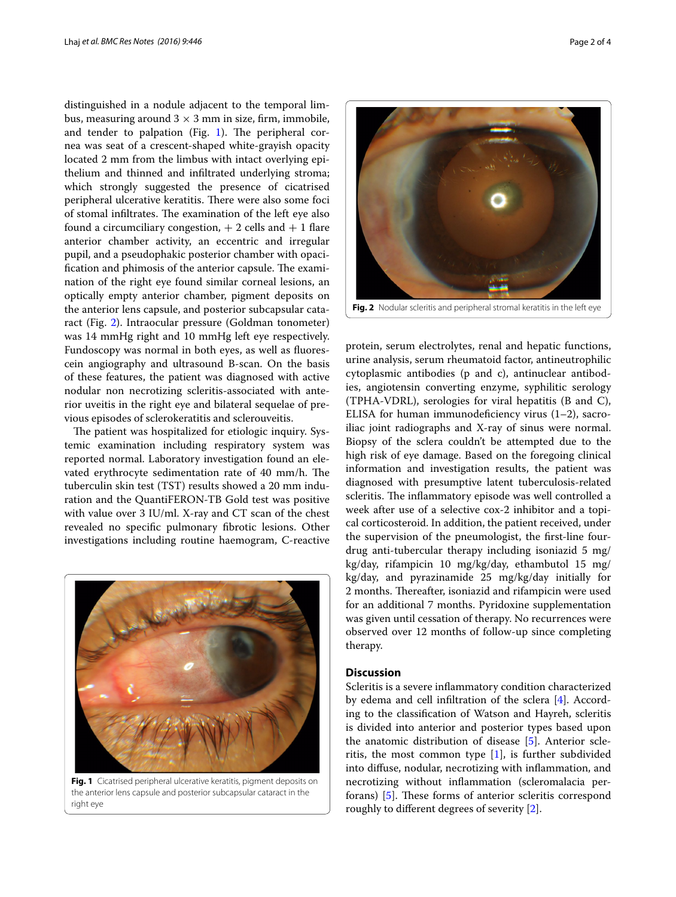distinguished in a nodule adjacent to the temporal limbus, measuring around 3 × 3 mm in size, firm, immobile, and tender to palpation (Fig. 1). The peripheral cornea was seat of a crescent-shaped white-grayish opacity located 2 mm from the limbus with intact overlying epithelium and thinned and infiltrated underlying stroma; which strongly suggested the presence of cicatrised peripheral ulcerative keratitis. There were also some foci of stomal infiltrates. The examination of the left eye also found a circumciliary congestion, + 2 cells and + 1 flare anterior chamber activity, an eccentric and irregular pupil, and a pseudophakic posterior chamber with opacification and phimosis of the anterior capsule. The examination of the right eye found similar corneal lesions, an optically empty anterior chamber, pigment deposits on the anterior lens capsule, and posterior subcapsular cataract (Fig. 2). Intraocular pressure (Goldman tonometer) was 14 mmHg right and 10 mmHg left eye respectively. Fundoscopy was normal in both eyes, as well as fluorescein angiography and ultrasound B-scan. On the basis of these features, the patient was diagnosed with active nodular non necrotizing scleritis-associated with anterior uveitis in the right eye and bilateral sequelae of previous episodes of sclerokeratitis and sclerouveitis.

The patient was hospitalized for etiologic inquiry. Systemic examination including respiratory system was reported normal. Laboratory investigation found an elevated erythrocyte sedimentation rate of 40 mm/h. The tuberculin skin test (TST) results showed a 20 mm induration and the QuantiFERON-TB Gold test was positive with value over 3 IU/ml. X-ray and CT scan of the chest revealed no specific pulmonary fibrotic lesions. Other investigations including routine haemogram, C-reactive protein, serum electrolytes, renal and hepatic functions, urine analysis, serum rheumatoid factor, antineutrophilic cytoplasmic antibodies (p and c), antinuclear antibodies, angiotensin converting enzyme, syphilitic serology (TPHA-VDRL), serologies for viral hepatitis (B and C), ELISA for human immunodeficiency virus (1–2), sacroiliac joint radiographs and X-ray of sinus were normal. Biopsy of the sclera couldn't be attempted due to the high risk of eye damage. Based on the foregoing clinical information and investigation results, the patient was diagnosed with presumptive latent tuberculosis-related scleritis. The inflammatory episode was well controlled a week after use of a selective cox-2 inhibitor and a topical corticosteroid. In addition, the patient received, under the supervision of the pneumologist, the first-line four-drug anti-tubercular therapy including isoniazid 5 mg/kg/day, rifampicin 10 mg/kg/day, ethambutol 15 mg/kg/day, and pyrazinamide 25 mg/kg/day initially for 2 months. Thereafter, isoniazid and rifampicin were used for an additional 7 months. Pyridoxine supplementation was given until cessation of therapy. No recurrences were observed over 12 months of follow-up since completing therapy.

**Fig. 1** Cicatrised peripheral ulcerative keratitis, pigment deposits on the anterior lens capsule and posterior subcapsular cataract in the right eye

**Fig. 2** Nodular scleritis and peripheral stromal keratitis in the left eye

## Discussion

Scleritis is a severe inflammatory condition characterized by edema and cell infiltration of the sclera [4]. According to the classification of Watson and Hayreh, scleritis is divided into anterior and posterior types based upon the anatomic distribution of disease [5]. Anterior scleritis, the most common type [1], is further subdivided into diffuse, nodular, necrotizing with inflammation, and necrotizing without inflammation (scleromalacia perforans) [5]. These forms of anterior scleritis correspond roughly to different degrees of severity [2].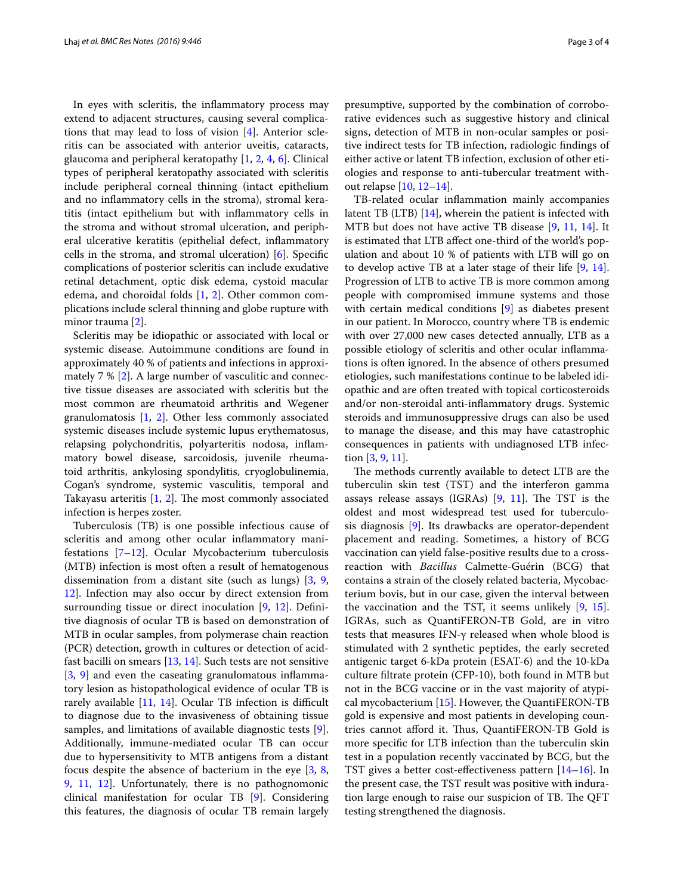In eyes with scleritis, the inflammatory process may extend to adjacent structures, causing several complications that may lead to loss of vision [4]. Anterior scleritis can be associated with anterior uveitis, cataracts, glaucoma and peripheral keratopathy [1, 2, 4, 6]. Clinical types of peripheral keratopathy associated with scleritis include peripheral corneal thinning (intact epithelium and no inflammatory cells in the stroma), stromal keratitis (intact epithelium but with inflammatory cells in the stroma and without stromal ulceration, and peripheral ulcerative keratitis (epithelial defect, inflammatory cells in the stroma, and stromal ulceration) [6]. Specific complications of posterior scleritis can include exudative retinal detachment, optic disk edema, cystoid macular edema, and choroidal folds [1, 2]. Other common complications include scleral thinning and globe rupture with minor trauma [2].

Scleritis may be idiopathic or associated with local or systemic disease. Autoimmune conditions are found in approximately 40 % of patients and infections in approximately 7 % [2]. A large number of vasculitic and connective tissue diseases are associated with scleritis but the most common are rheumatoid arthritis and Wegener granulomatosis [1, 2]. Other less commonly associated systemic diseases include systemic lupus erythematosus, relapsing polychondritis, polyarteritis nodosa, inflammatory bowel disease, sarcoidosis, juvenile rheumatoid arthritis, ankylosing spondylitis, cryoglobulinemia, Cogan's syndrome, systemic vasculitis, temporal and Takayasu arteritis [1, 2]. The most commonly associated infection is herpes zoster.

Tuberculosis (TB) is one possible infectious cause of scleritis and among other ocular inflammatory manifestations [7–12]. Ocular Mycobacterium tuberculosis (MTB) infection is most often a result of hematogenous dissemination from a distant site (such as lungs) [3, 9, 12]. Infection may also occur by direct extension from surrounding tissue or direct inoculation [9, 12]. Definitive diagnosis of ocular TB is based on demonstration of MTB in ocular samples, from polymerase chain reaction (PCR) detection, growth in cultures or detection of acid-fast bacilli on smears [13, 14]. Such tests are not sensitive [3, 9] and even the caseating granulomatous inflammatory lesion as histopathological evidence of ocular TB is rarely available [11, 14]. Ocular TB infection is difficult to diagnose due to the invasiveness of obtaining tissue samples, and limitations of available diagnostic tests [9]. Additionally, immune-mediated ocular TB can occur due to hypersensitivity to MTB antigens from a distant focus despite the absence of bacterium in the eye [3, 8, 9, 11, 12]. Unfortunately, there is no pathognomonic clinical manifestation for ocular TB [9]. Considering this features, the diagnosis of ocular TB remain largely presumptive, supported by the combination of corroborative evidences such as suggestive history and clinical signs, detection of MTB in non-ocular samples or positive indirect tests for TB infection, radiologic findings of either active or latent TB infection, exclusion of other etiologies and response to anti-tubercular treatment without relapse [10, 12–14].

TB-related ocular inflammation mainly accompanies latent TB (LTB) [14], wherein the patient is infected with MTB but does not have active TB disease [9, 11, 14]. It is estimated that LTB affect one-third of the world's population and about 10 % of patients with LTB will go on to develop active TB at a later stage of their life [9, 14]. Progression of LTB to active TB is more common among people with compromised immune systems and those with certain medical conditions [9] as diabetes present in our patient. In Morocco, country where TB is endemic with over 27,000 new cases detected annually, LTB as a possible etiology of scleritis and other ocular inflammations is often ignored. In the absence of others presumed etiologies, such manifestations continue to be labeled idiopathic and are often treated with topical corticosteroids and/or non-steroidal anti-inflammatory drugs. Systemic steroids and immunosuppressive drugs can also be used to manage the disease, and this may have catastrophic consequences in patients with undiagnosed LTB infection [3, 9, 11].

The methods currently available to detect LTB are the tuberculin skin test (TST) and the interferon gamma assays release assays (IGRAs) [9, 11]. The TST is the oldest and most widespread test used for tuberculosis diagnosis [9]. Its drawbacks are operator-dependent placement and reading. Sometimes, a history of BCG vaccination can yield false-positive results due to a cross-reaction with *Bacillus* Calmette-Guérin (BCG) that contains a strain of the closely related bacteria, Mycobacterium bovis, but in our case, given the interval between the vaccination and the TST, it seems unlikely [9, 15]. IGRAs, such as QuantiFERON-TB Gold, are in vitro tests that measures IFN-γ released when whole blood is stimulated with 2 synthetic peptides, the early secreted antigenic target 6-kDa protein (ESAT-6) and the 10-kDa culture filtrate protein (CFP-10), both found in MTB but not in the BCG vaccine or in the vast majority of atypical mycobacterium [15]. However, the QuantiFERON-TB gold is expensive and most patients in developing countries cannot afford it. Thus, QuantiFERON-TB Gold is more specific for LTB infection than the tuberculin skin test in a population recently vaccinated by BCG, but the TST gives a better cost-effectiveness pattern [14–16]. In the present case, the TST result was positive with induration large enough to raise our suspicion of TB. The QFT testing strengthened the diagnosis.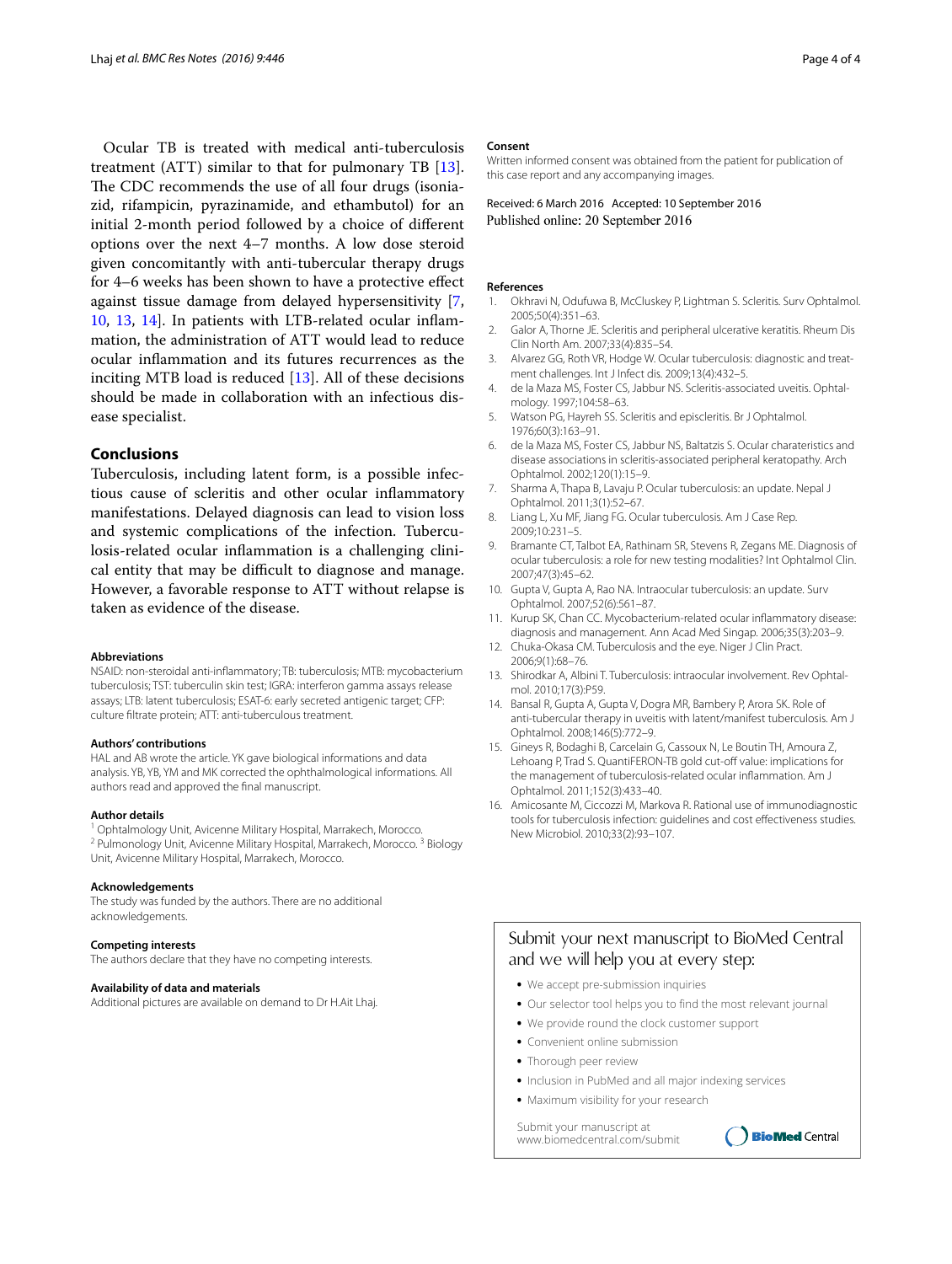Ocular TB is treated with medical anti-tuberculosis treatment (ATT) similar to that for pulmonary TB [13]. The CDC recommends the use of all four drugs (isoniazid, rifampicin, pyrazinamide, and ethambutol) for an initial 2-month period followed by a choice of different options over the next 4–7 months. A low dose steroid given concomitantly with anti-tubercular therapy drugs for 4–6 weeks has been shown to have a protective effect against tissue damage from delayed hypersensitivity [7, 10, 13, 14]. In patients with LTB-related ocular inflammation, the administration of ATT would lead to reduce ocular inflammation and its futures recurrences as the inciting MTB load is reduced [13]. All of these decisions should be made in collaboration with an infectious disease specialist.

## Conclusions

Tuberculosis, including latent form, is a possible infectious cause of scleritis and other ocular inflammatory manifestations. Delayed diagnosis can lead to vision loss and systemic complications of the infection. Tuberculosis-related ocular inflammation is a challenging clinical entity that may be difficult to diagnose and manage. However, a favorable response to ATT without relapse is taken as evidence of the disease.

#### Abbreviations

NSAID: non-steroidal anti-inflammatory; TB: tuberculosis; MTB: mycobacterium tuberculosis; TST: tuberculin skin test; IGRA: interferon gamma assays release assays; LTB: latent tuberculosis; ESAT-6: early secreted antigenic target; CFP: culture filtrate protein; ATT: anti-tuberculous treatment.

#### Authors' contributions

HAL and AB wrote the article. YK gave biological informations and data analysis. YB, YB, YM and MK corrected the ophthalmological informations. All authors read and approved the final manuscript.

#### Author details

[1] Ophtalmology Unit, Avicenne Military Hospital, Marrakech, Morocco. [2] Pulmonology Unit, Avicenne Military Hospital, Marrakech, Morocco. [3] Biology Unit, Avicenne Military Hospital, Marrakech, Morocco.

#### Acknowledgements

The study was funded by the authors. There are no additional acknowledgements.

#### Competing interests

The authors declare that they have no competing interests.

#### Availability of data and materials

Additional pictures are available on demand to Dr H.Ait Lhaj.

#### Consent

Written informed consent was obtained from the patient for publication of this case report and any accompanying images.

Received: 6 March 2016 Accepted: 10 September 2016
Published online: 20 September 2016

#### References

1. Okhravi N, Odufuwa B, McCluskey P, Lightman S. Scleritis. Surv Ophtalmol. 2005;50(4):351–63.
2. Galor A, Thorne JE. Scleritis and peripheral ulcerative keratitis. Rheum Dis Clin North Am. 2007;33(4):835–54.
3. Alvarez GG, Roth VR, Hodge W. Ocular tuberculosis: diagnostic and treatment challenges. Int J Infect dis. 2009;13(4):432–5.
4. de la Maza MS, Foster CS, Jabbur NS. Scleritis-associated uveitis. Ophtalmology. 1997;104:58–63.
5. Watson PG, Hayreh SS. Scleritis and episcleritis. Br J Ophtalmol. 1976;60(3):163–91.
6. de la Maza MS, Foster CS, Jabbur NS, Baltatzis S. Ocular charateristics and disease associations in scleritis-associated peripheral keratopathy. Arch Ophtalmol. 2002;120(1):15–9.
7. Sharma A, Thapa B, Lavaju P. Ocular tuberculosis: an update. Nepal J Ophtalmol. 2011;3(1):52–67.
8. Liang L, Xu MF, Jiang FG. Ocular tuberculosis. Am J Case Rep. 2009;10:231–5.
9. Bramante CT, Talbot EA, Rathinam SR, Stevens R, Zegans ME. Diagnosis of ocular tuberculosis: a role for new testing modalities? Int Ophtalmol Clin. 2007;47(3):45–62.
10. Gupta V, Gupta A, Rao NA. Intraocular tuberculosis: an update. Surv Ophtalmol. 2007;52(6):561–87.
11. Kurup SK, Chan CC. Mycobacterium-related ocular inflammatory disease: diagnosis and management. Ann Acad Med Singap. 2006;35(3):203–9.
12. Chuka-Okasa CM. Tuberculosis and the eye. Niger J Clin Pract. 2006;9(1):68–76.
13. Shirodkar A, Albini T. Tuberculosis: intraocular involvement. Rev Ophtalmol. 2010;17(3):P59.
14. Bansal R, Gupta A, Gupta V, Dogra MR, Bambery P, Arora SK. Role of anti-tubercular therapy in uveitis with latent/manifest tuberculosis. Am J Ophtalmol. 2008;146(5):772–9.
15. Gineys R, Bodaghi B, Carcelain G, Cassoux N, Le Boutin TH, Amoura Z, Lehoang P, Trad S. QuantiFERON-TB gold cut-off value: implications for the management of tuberculosis-related ocular inflammation. Am J Ophtalmol. 2011;152(3):433–40.
16. Amicosante M, Ciccozzi M, Markova R. Rational use of immunodiagnostic tools for tuberculosis infection: guidelines and cost effectiveness studies. New Microbiol. 2010;33(2):93–107.

Submit your next manuscript to BioMed Central and we will help you at every step:

- We accept pre-submission inquiries
- Our selector tool helps you to find the most relevant journal
- We provide round the clock customer support
- Convenient online submission
- Thorough peer review
- Inclusion in PubMed and all major indexing services
- Maximum visibility for your research

Submit your manuscript at
www.biomedcentral.com/submit

BioMed Central